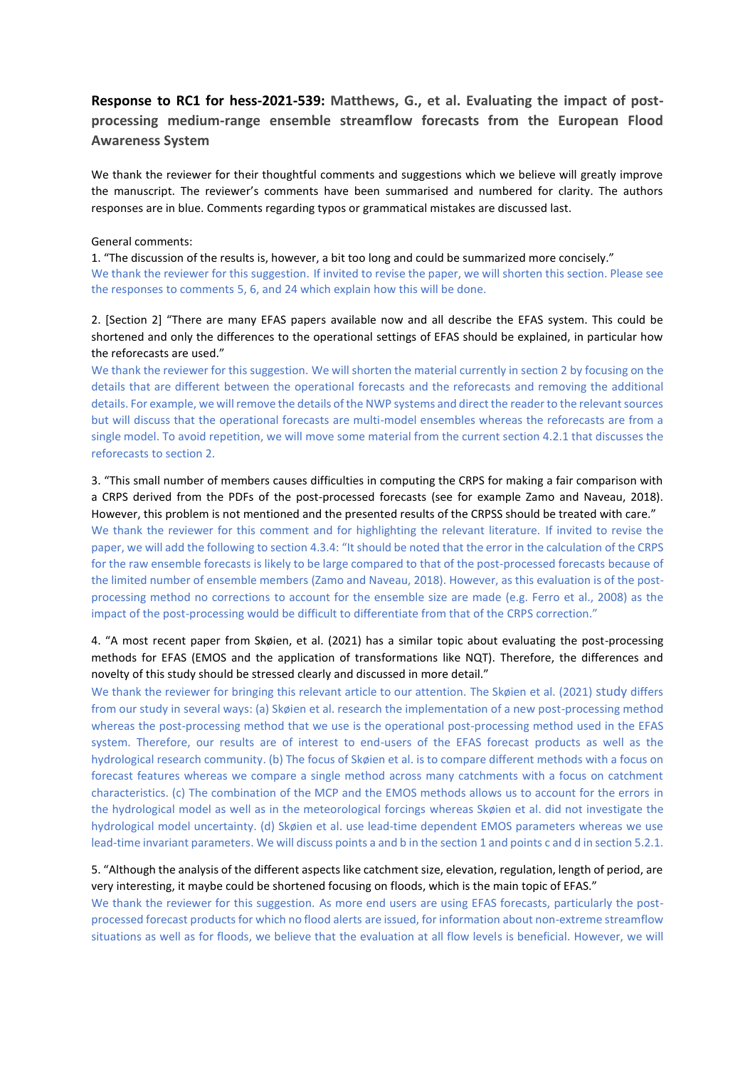**Response to RC1 for hess-2021-539: Matthews, G., et al. Evaluating the impact of post-processing medium-range ensemble streamflow forecasts from the European Flood Awareness System**

We thank the reviewer for their thoughtful comments and suggestions which we believe will greatly improve the manuscript. The reviewer's comments have been summarised and numbered for clarity. The authors responses are in blue. Comments regarding typos or grammatical mistakes are discussed last.

General comments:

1. "The discussion of the results is, however, a bit too long and could be summarized more concisely."
We thank the reviewer for this suggestion. If invited to revise the paper, we will shorten this section. Please see the responses to comments 5, 6, and 24 which explain how this will be done.

2. [Section 2] "There are many EFAS papers available now and all describe the EFAS system. This could be shortened and only the differences to the operational settings of EFAS should be explained, in particular how the reforecasts are used."
We thank the reviewer for this suggestion. We will shorten the material currently in section 2 by focusing on the details that are different between the operational forecasts and the reforecasts and removing the additional details. For example, we will remove the details of the NWP systems and direct the reader to the relevant sources but will discuss that the operational forecasts are multi-model ensembles whereas the reforecasts are from a single model. To avoid repetition, we will move some material from the current section 4.2.1 that discusses the reforecasts to section 2.

3. "This small number of members causes difficulties in computing the CRPS for making a fair comparison with a CRPS derived from the PDFs of the post-processed forecasts (see for example Zamo and Naveau, 2018). However, this problem is not mentioned and the presented results of the CRPSS should be treated with care."
We thank the reviewer for this comment and for highlighting the relevant literature. If invited to revise the paper, we will add the following to section 4.3.4: "It should be noted that the error in the calculation of the CRPS for the raw ensemble forecasts is likely to be large compared to that of the post-processed forecasts because of the limited number of ensemble members (Zamo and Naveau, 2018). However, as this evaluation is of the post-processing method no corrections to account for the ensemble size are made (e.g. Ferro et al., 2008) as the impact of the post-processing would be difficult to differentiate from that of the CRPS correction."

4. "A most recent paper from Skøien, et al. (2021) has a similar topic about evaluating the post-processing methods for EFAS (EMOS and the application of transformations like NQT). Therefore, the differences and novelty of this study should be stressed clearly and discussed in more detail."
We thank the reviewer for bringing this relevant article to our attention. The Skøien et al. (2021) study differs from our study in several ways: (a) Skøien et al. research the implementation of a new post-processing method whereas the post-processing method that we use is the operational post-processing method used in the EFAS system. Therefore, our results are of interest to end-users of the EFAS forecast products as well as the hydrological research community. (b) The focus of Skøien et al. is to compare different methods with a focus on forecast features whereas we compare a single method across many catchments with a focus on catchment characteristics. (c) The combination of the MCP and the EMOS methods allows us to account for the errors in the hydrological model as well as in the meteorological forcings whereas Skøien et al. did not investigate the hydrological model uncertainty. (d) Skøien et al. use lead-time dependent EMOS parameters whereas we use lead-time invariant parameters. We will discuss points a and b in the section 1 and points c and d in section 5.2.1.

5. "Although the analysis of the different aspects like catchment size, elevation, regulation, length of period, are very interesting, it maybe could be shortened focusing on floods, which is the main topic of EFAS."
We thank the reviewer for this suggestion. As more end users are using EFAS forecasts, particularly the post-processed forecast products for which no flood alerts are issued, for information about non-extreme streamflow situations as well as for floods, we believe that the evaluation at all flow levels is beneficial. However, we will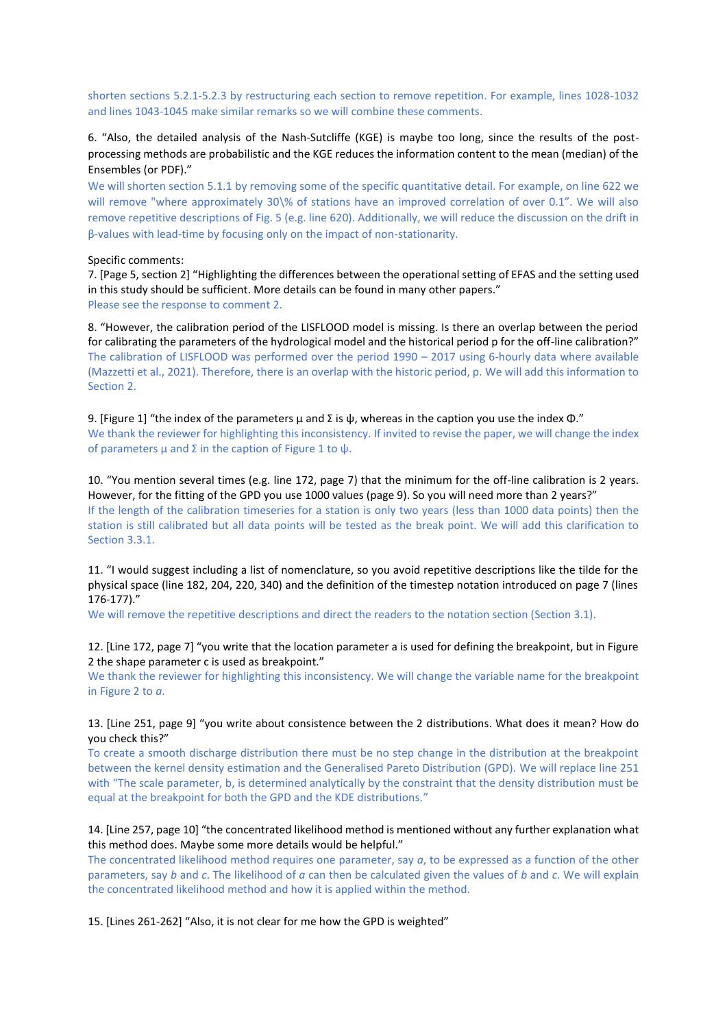shorten sections 5.2.1-5.2.3 by restructuring each section to remove repetition. For example, lines 1028-1032 and lines 1043-1045 make similar remarks so we will combine these comments.

6. "Also, the detailed analysis of the Nash-Sutcliffe (KGE) is maybe too long, since the results of the post-processing methods are probabilistic and the KGE reduces the information content to the mean (median) of the Ensembles (or PDF)."

We will shorten section 5.1.1 by removing some of the specific quantitative detail. For example, on line 622 we will remove "where approximately 30\% of stations have an improved correlation of over 0.1". We will also remove repetitive descriptions of Fig. 5 (e.g. line 620). Additionally, we will reduce the discussion on the drift in $\beta$-values with lead-time by focusing only on the impact of non-stationarity.

Specific comments:

7. [Page 5, section 2] "Highlighting the differences between the operational setting of EFAS and the setting used in this study should be sufficient. More details can be found in many other papers."

Please see the response to comment 2.

8. "However, the calibration period of the LISFLOOD model is missing. Is there an overlap between the period for calibrating the parameters of the hydrological model and the historical period p for the off-line calibration?"

The calibration of LISFLOOD was performed over the period 1990 – 2017 using 6-hourly data where available (Mazzetti et al., 2021). Therefore, there is an overlap with the historic period, p. We will add this information to Section 2.

9. [Figure 1] "the index of the parameters $\mu$ and $\Sigma$ is $\psi$, whereas in the caption you use the index $\Phi$."

We thank the reviewer for highlighting this inconsistency. If invited to revise the paper, we will change the index of parameters $\mu$ and $\Sigma$ in the caption of Figure 1 to $\psi$.

10. "You mention several times (e.g. line 172, page 7) that the minimum for the off-line calibration is 2 years. However, for the fitting of the GPD you use 1000 values (page 9). So you will need more than 2 years?"

If the length of the calibration timeseries for a station is only two years (less than 1000 data points) then the station is still calibrated but all data points will be tested as the break point. We will add this clarification to Section 3.3.1.

11. "I would suggest including a list of nomenclature, so you avoid repetitive descriptions like the tilde for the physical space (line 182, 204, 220, 340) and the definition of the timestep notation introduced on page 7 (lines 176-177)."

We will remove the repetitive descriptions and direct the readers to the notation section (Section 3.1).

12. [Line 172, page 7] "you write that the location parameter a is used for defining the breakpoint, but in Figure 2 the shape parameter c is used as breakpoint."

We thank the reviewer for highlighting this inconsistency. We will change the variable name for the breakpoint in Figure 2 to $a$.

13. [Line 251, page 9] "you write about consistence between the 2 distributions. What does it mean? How do you check this?"

To create a smooth discharge distribution there must be no step change in the distribution at the breakpoint between the kernel density estimation and the Generalised Pareto Distribution (GPD). We will replace line 251 with "The scale parameter, b, is determined analytically by the constraint that the density distribution must be equal at the breakpoint for both the GPD and the KDE distributions."

14. [Line 257, page 10] "the concentrated likelihood method is mentioned without any further explanation what this method does. Maybe some more details would be helpful."

The concentrated likelihood method requires one parameter, say $a$, to be expressed as a function of the other parameters, say $b$ and $c$. The likelihood of $a$ can then be calculated given the values of $b$ and $c$. We will explain the concentrated likelihood method and how it is applied within the method.

15. [Lines 261-262] "Also, it is not clear for me how the GPD is weighted"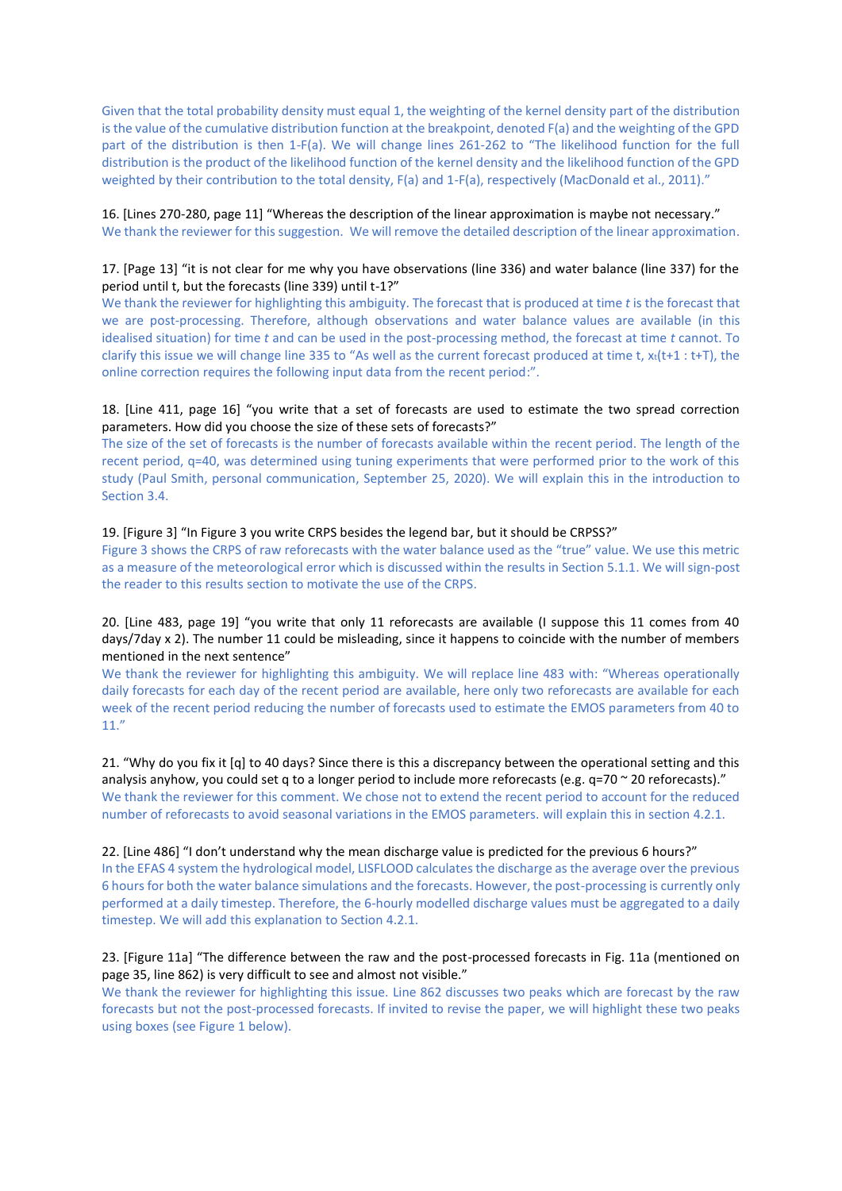Given that the total probability density must equal 1, the weighting of the kernel density part of the distribution is the value of the cumulative distribution function at the breakpoint, denoted F(a) and the weighting of the GPD part of the distribution is then 1-F(a). We will change lines 261-262 to "The likelihood function for the full distribution is the product of the likelihood function of the kernel density and the likelihood function of the GPD weighted by their contribution to the total density, F(a) and 1-F(a), respectively (MacDonald et al., 2011)."

16. [Lines 270-280, page 11] "Whereas the description of the linear approximation is maybe not necessary."
We thank the reviewer for this suggestion. We will remove the detailed description of the linear approximation.

17. [Page 13] "it is not clear for me why you have observations (line 336) and water balance (line 337) for the period until t, but the forecasts (line 339) until t-1?"
We thank the reviewer for highlighting this ambiguity. The forecast that is produced at time *t* is the forecast that we are post-processing. Therefore, although observations and water balance values are available (in this idealised situation) for time *t* and can be used in the post-processing method, the forecast at time *t* cannot. To clarify this issue we will change line 335 to "As well as the current forecast produced at time t, $x_t(t+1 : t+T)$, the online correction requires the following input data from the recent period:".

18. [Line 411, page 16] "you write that a set of forecasts are used to estimate the two spread correction parameters. How did you choose the size of these sets of forecasts?"
The size of the set of forecasts is the number of forecasts available within the recent period. The length of the recent period, q=40, was determined using tuning experiments that were performed prior to the work of this study (Paul Smith, personal communication, September 25, 2020). We will explain this in the introduction to Section 3.4.

19. [Figure 3] "In Figure 3 you write CRPS besides the legend bar, but it should be CRPSS?"
Figure 3 shows the CRPS of raw reforecasts with the water balance used as the "true" value. We use this metric as a measure of the meteorological error which is discussed within the results in Section 5.1.1. We will sign-post the reader to this results section to motivate the use of the CRPS.

20. [Line 483, page 19] "you write that only 11 reforecasts are available (I suppose this 11 comes from 40 days/7day x 2). The number 11 could be misleading, since it happens to coincide with the number of members mentioned in the next sentence"
We thank the reviewer for highlighting this ambiguity. We will replace line 483 with: "Whereas operationally daily forecasts for each day of the recent period are available, here only two reforecasts are available for each week of the recent period reducing the number of forecasts used to estimate the EMOS parameters from 40 to 11."

21. "Why do you fix it [q] to 40 days? Since there is this a discrepancy between the operational setting and this analysis anyhow, you could set q to a longer period to include more reforecasts (e.g. q=70 ~ 20 reforecasts)."
We thank the reviewer for this comment. We chose not to extend the recent period to account for the reduced number of reforecasts to avoid seasonal variations in the EMOS parameters. will explain this in section 4.2.1.

22. [Line 486] "I don't understand why the mean discharge value is predicted for the previous 6 hours?"
In the EFAS 4 system the hydrological model, LISFLOOD calculates the discharge as the average over the previous 6 hours for both the water balance simulations and the forecasts. However, the post-processing is currently only performed at a daily timestep. Therefore, the 6-hourly modelled discharge values must be aggregated to a daily timestep. We will add this explanation to Section 4.2.1.

23. [Figure 11a] "The difference between the raw and the post-processed forecasts in Fig. 11a (mentioned on page 35, line 862) is very difficult to see and almost not visible."
We thank the reviewer for highlighting this issue. Line 862 discusses two peaks which are forecast by the raw forecasts but not the post-processed forecasts. If invited to revise the paper, we will highlight these two peaks using boxes (see Figure 1 below).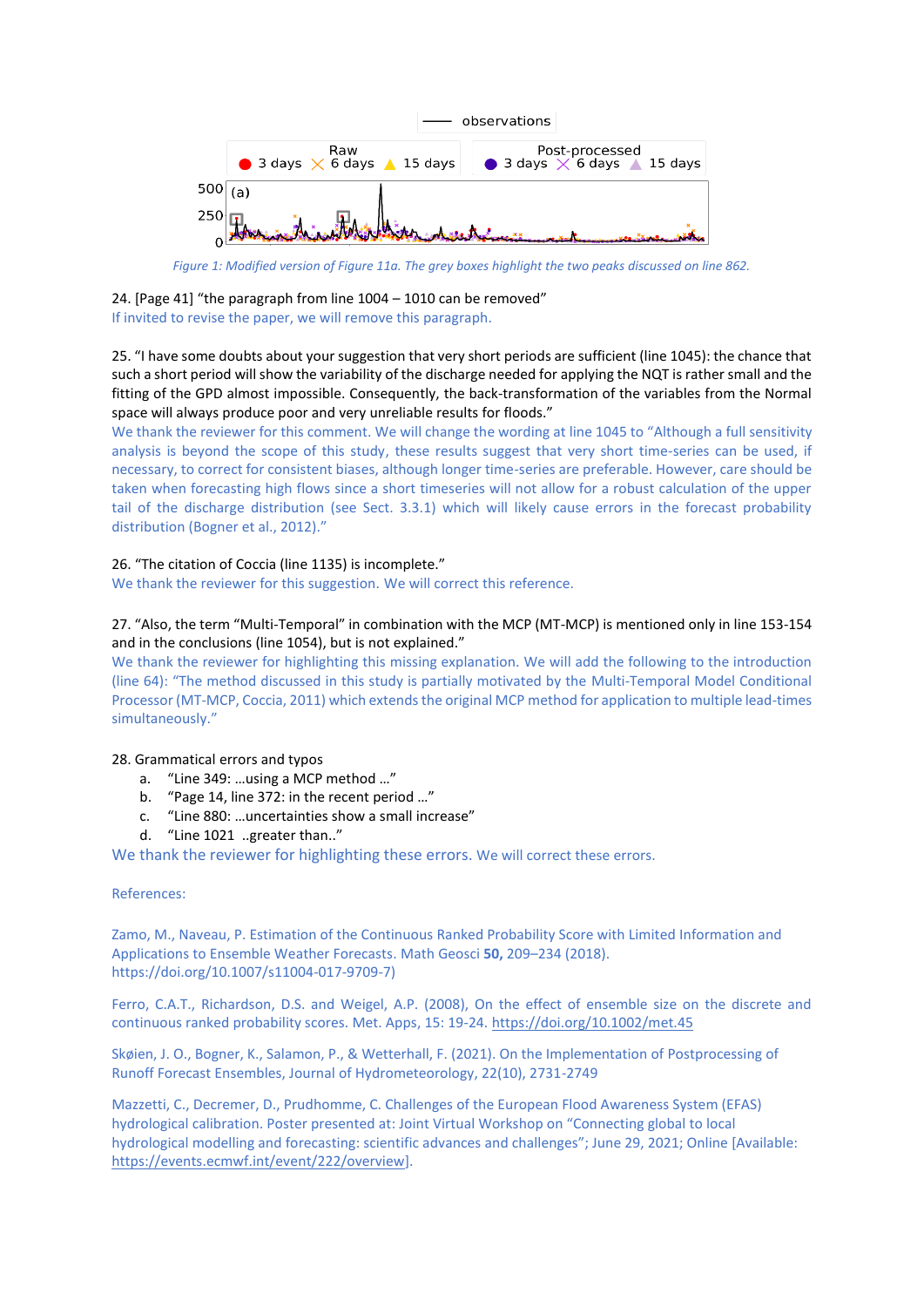*Figure 1: Modified version of Figure 11a. The grey boxes highlight the two peaks discussed on line 862.*

24. [Page 41] "the paragraph from line 1004 – 1010 can be removed"

If invited to revise the paper, we will remove this paragraph.

25. "I have some doubts about your suggestion that very short periods are sufficient (line 1045): the chance that such a short period will show the variability of the discharge needed for applying the NQT is rather small and the fitting of the GPD almost impossible. Consequently, the back-transformation of the variables from the Normal space will always produce poor and very unreliable results for floods."

We thank the reviewer for this comment. We will change the wording at line 1045 to "Although a full sensitivity analysis is beyond the scope of this study, these results suggest that very short time-series can be used, if necessary, to correct for consistent biases, although longer time-series are preferable. However, care should be taken when forecasting high flows since a short timeseries will not allow for a robust calculation of the upper tail of the discharge distribution (see Sect. 3.3.1) which will likely cause errors in the forecast probability distribution (Bogner et al., 2012)."

26. "The citation of Coccia (line 1135) is incomplete."

We thank the reviewer for this suggestion. We will correct this reference.

27. "Also, the term "Multi-Temporal" in combination with the MCP (MT-MCP) is mentioned only in line 153-154 and in the conclusions (line 1054), but is not explained."

We thank the reviewer for highlighting this missing explanation. We will add the following to the introduction (line 64): "The method discussed in this study is partially motivated by the Multi-Temporal Model Conditional Processor (MT-MCP, Coccia, 2011) which extends the original MCP method for application to multiple lead-times simultaneously."

28. Grammatical errors and typos
    a. "Line 349: …using a MCP method …"
    b. "Page 14, line 372: in the recent period …"
    c. "Line 880: …uncertainties show a small increase"
    d. "Line 1021 ..greater than.."

We thank the reviewer for highlighting these errors. We will correct these errors.

References:

Zamo, M., Naveau, P. Estimation of the Continuous Ranked Probability Score with Limited Information and Applications to Ensemble Weather Forecasts. Math Geosci **50,** 209–234 (2018). https://doi.org/10.1007/s11004-017-9709-7)

Ferro, C.A.T., Richardson, D.S. and Weigel, A.P. (2008), On the effect of ensemble size on the discrete and continuous ranked probability scores. Met. Apps, 15: 19-24. https://doi.org/10.1002/met.45

Skøien, J. O., Bogner, K., Salamon, P., & Wetterhall, F. (2021). On the Implementation of Postprocessing of Runoff Forecast Ensembles, Journal of Hydrometeorology, 22(10), 2731-2749

Mazzetti, C., Decremer, D., Prudhomme, C. Challenges of the European Flood Awareness System (EFAS) hydrological calibration. Poster presented at: Joint Virtual Workshop on "Connecting global to local hydrological modelling and forecasting: scientific advances and challenges"; June 29, 2021; Online [Available: https://events.ecmwf.int/event/222/overview].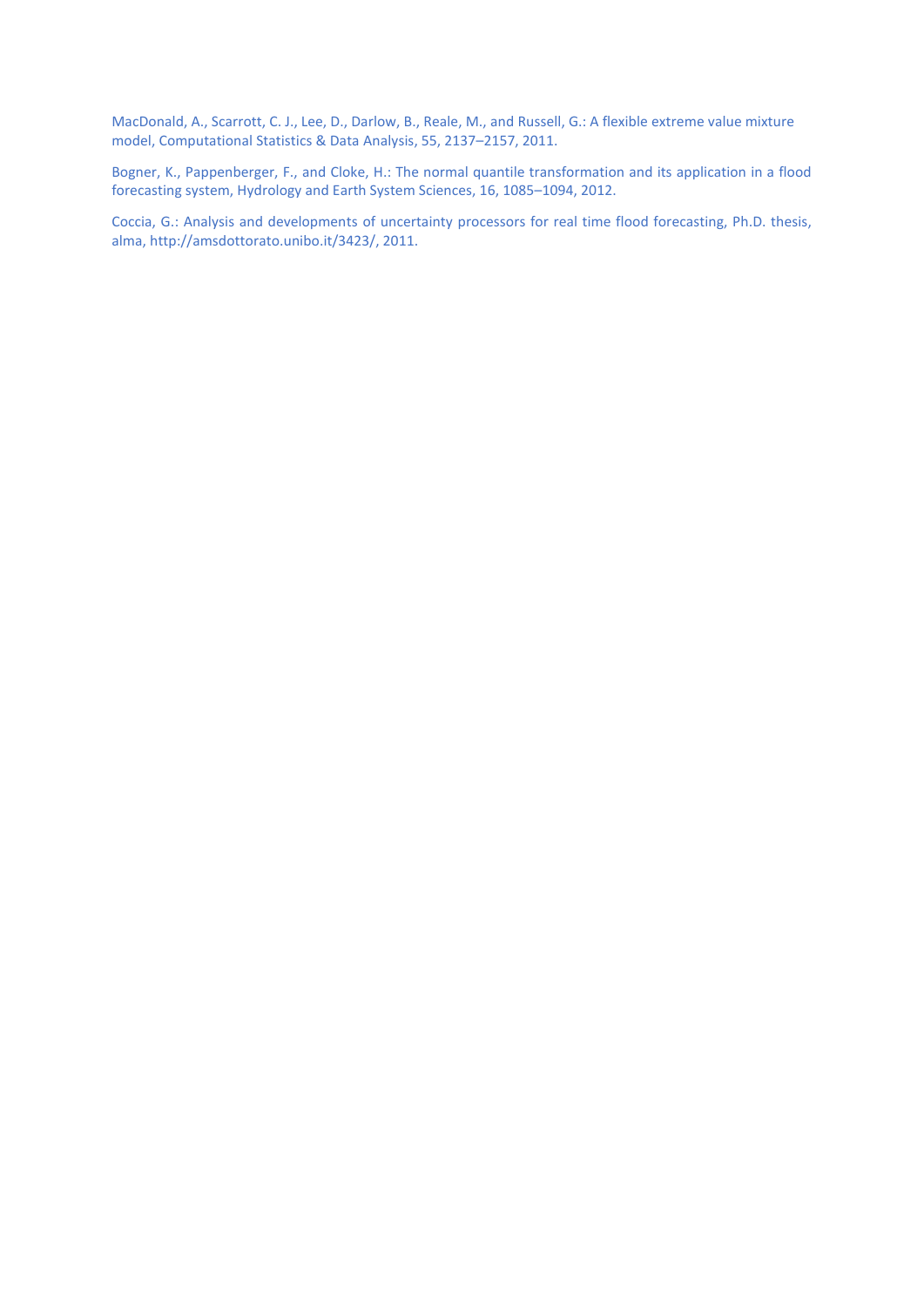MacDonald, A., Scarrott, C. J., Lee, D., Darlow, B., Reale, M., and Russell, G.: A flexible extreme value mixture model, Computational Statistics & Data Analysis, 55, 2137–2157, 2011.

Bogner, K., Pappenberger, F., and Cloke, H.: The normal quantile transformation and its application in a flood forecasting system, Hydrology and Earth System Sciences, 16, 1085–1094, 2012.

Coccia, G.: Analysis and developments of uncertainty processors for real time flood forecasting, Ph.D. thesis, alma, http://amsdottorato.unibo.it/3423/, 2011.